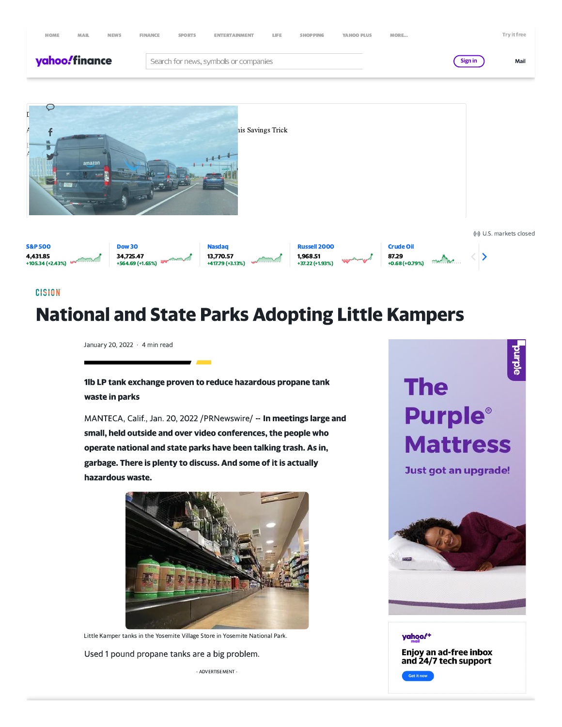CISION

# National and State Parks Adopting Little Kampers

January 20, 2022 · 4 min read

**1lb LP tank exchange proven to reduce hazardous propane tank waste in parks**

MANTECA, Calif., Jan. 20, 2022 /PRNewswire/ -- **In meetings large and small, held outside and over video conferences, the people who operate national and state parks have been talking trash. As in, garbage. There is plenty to discuss. And some of it is actually hazardous waste.**

Little Kamper tanks in the Yosemite Village Store in Yosemite National Park.

Used 1 pound propane tanks are a big problem.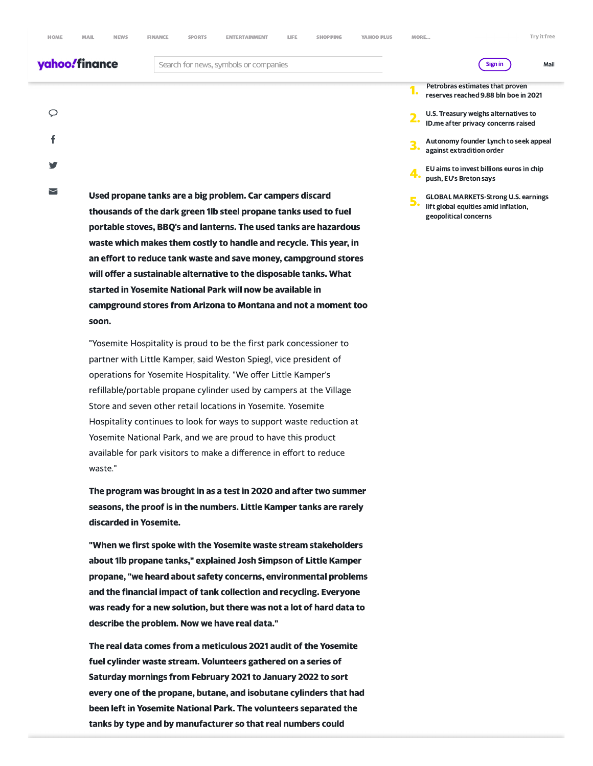Used propane tanks are a big problem. Car campers discard thousands of the dark green 1lb steel propane tanks used to fuel portable stoves, BBQ's and lanterns. The used tanks are hazardous waste which makes them costly to handle and recycle. This year, in an effort to reduce tank waste and save money, campground stores will offer a sustainable alternative to the disposable tanks. What started in Yosemite National Park will now be available in campground stores from Arizona to Montana and not a moment too soon.

"Yosemite Hospitality is proud to be the first park concessioner to partner with Little Kamper, said Weston Spiegl, vice president of operations for Yosemite Hospitality. "We offer Little Kamper's refillable/portable propane cylinder used by campers at the Village Store and seven other retail locations in Yosemite. Yosemite Hospitality continues to look for ways to support waste reduction at Yosemite National Park, and we are proud to have this product available for park visitors to make a difference in effort to reduce waste."

The program was brought in as a test in 2020 and after two summer seasons, the proof is in the numbers. Little Kamper tanks are rarely discarded in Yosemite.

"When we first spoke with the Yosemite waste stream stakeholders about 1lb propane tanks," explained Josh Simpson of Little Kamper propane, "we heard about safety concerns, environmental problems and the financial impact of tank collection and recycling. Everyone was ready for a new solution, but there was not a lot of hard data to describe the problem. Now we have real data."

The real data comes from a meticulous 2021 audit of the Yosemite fuel cylinder waste stream. Volunteers gathered on a series of Saturday mornings from February 2021 to January 2022 to sort every one of the propane, butane, and isobutane cylinders that had been left in Yosemite National Park. The volunteers separated the tanks by type and by manufacturer so that real numbers could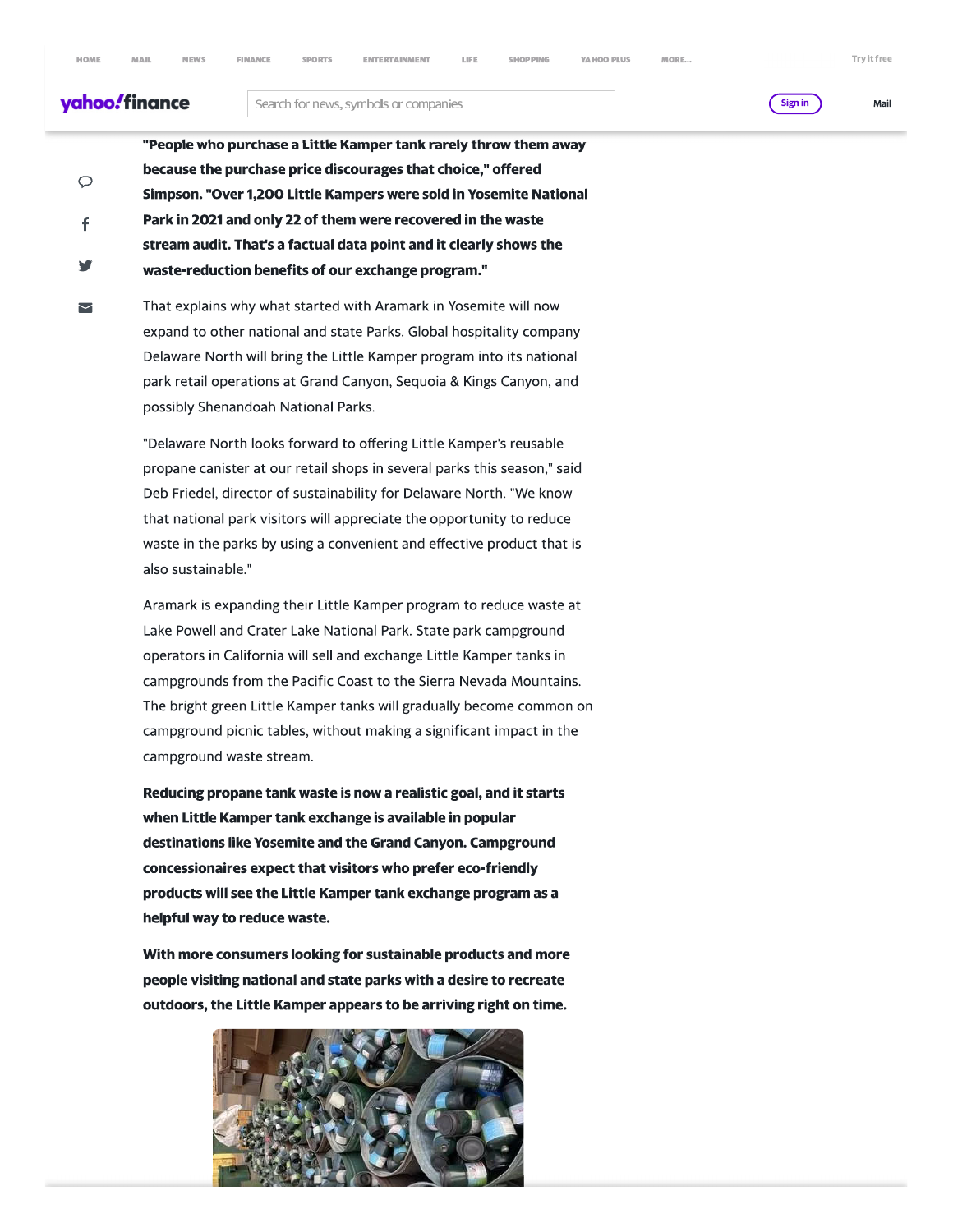**"People who purchase a Little Kamper tank rarely throw them away because the purchase price discourages that choice," offered Simpson. "Over 1,200 Little Kampers were sold in Yosemite National Park in 2021 and only 22 of them were recovered in the waste stream audit. That's a factual data point and it clearly shows the waste-reduction benefits of our exchange program."**

That explains why what started with Aramark in Yosemite will now expand to other national and state Parks. Global hospitality company Delaware North will bring the Little Kamper program into its national park retail operations at Grand Canyon, Sequoia & Kings Canyon, and possibly Shenandoah National Parks.

"Delaware North looks forward to offering Little Kamper's reusable propane canister at our retail shops in several parks this season," said Deb Friedel, director of sustainability for Delaware North. "We know that national park visitors will appreciate the opportunity to reduce waste in the parks by using a convenient and effective product that is also sustainable."

Aramark is expanding their Little Kamper program to reduce waste at Lake Powell and Crater Lake National Park. State park campground operators in California will sell and exchange Little Kamper tanks in campgrounds from the Pacific Coast to the Sierra Nevada Mountains. The bright green Little Kamper tanks will gradually become common on campground picnic tables, without making a significant impact in the campground waste stream.

**Reducing propane tank waste is now a realistic goal, and it starts when Little Kamper tank exchange is available in popular destinations like Yosemite and the Grand Canyon. Campground concessionaires expect that visitors who prefer eco-friendly products will see the Little Kamper tank exchange program as a helpful way to reduce waste.**

**With more consumers looking for sustainable products and more people visiting national and state parks with a desire to recreate outdoors, the Little Kamper appears to be arriving right on time.**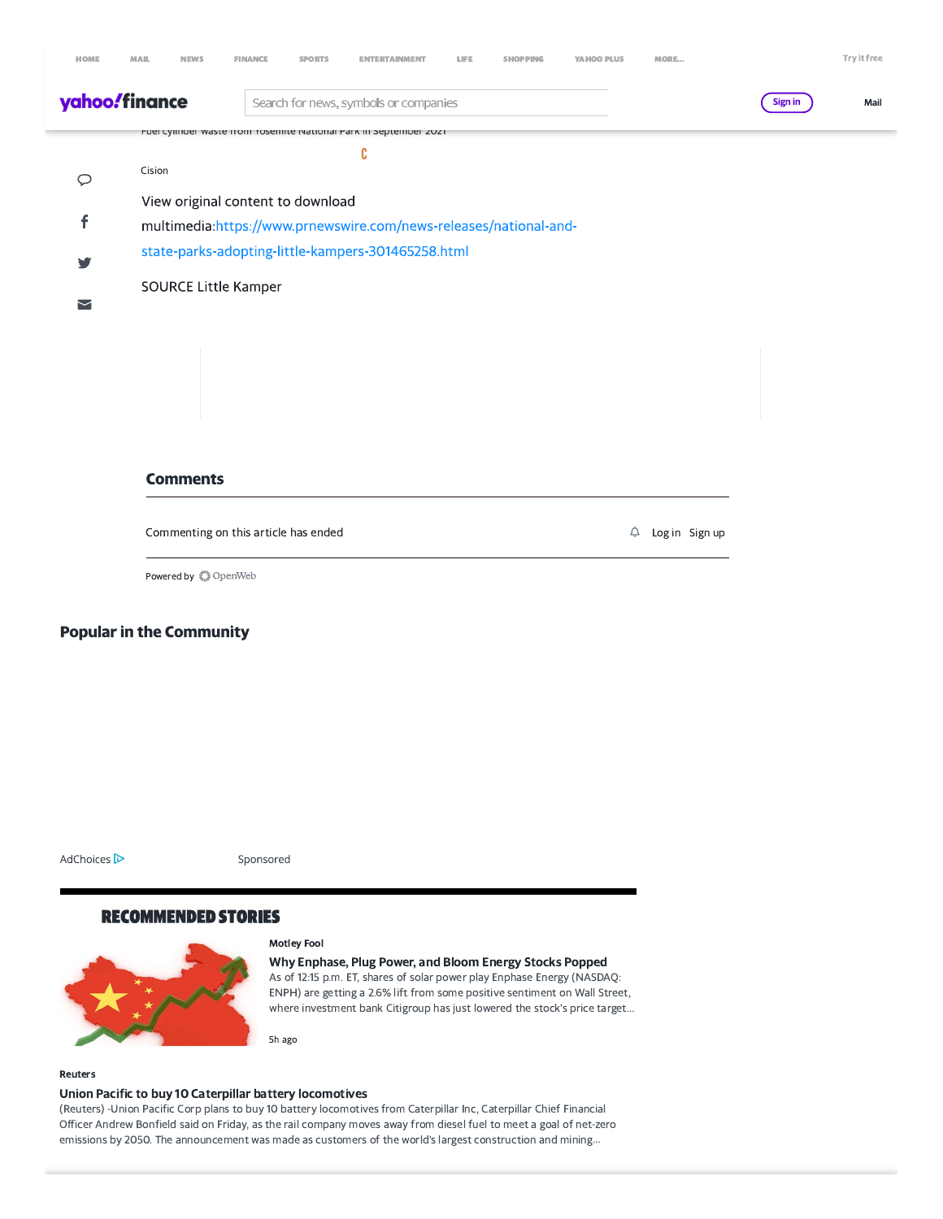Fuel cylinder waste from Yosemite National Park in September 2021

Cision

View original content to download multimedia:https://www.prnewswire.com/news-releases/national-and-state-parks-adopting-little-kampers-301465258.html

SOURCE Little Kamper

## Comments

Commenting on this article has ended

Log in Sign up

Powered by OpenWeb

## Popular in the Community

AdChoices Sponsored

## RECOMMENDED STORIES

Motley Fool

### Why Enphase, Plug Power, and Bloom Energy Stocks Popped

As of 12:15 p.m. ET, shares of solar power play Enphase Energy (NASDAQ: ENPH) are getting a 2.6% lift from some positive sentiment on Wall Street, where investment bank Citigroup has just lowered the stock's price target...

5h ago

Reuters

### Union Pacific to buy 10 Caterpillar battery locomotives

(Reuters) -Union Pacific Corp plans to buy 10 battery locomotives from Caterpillar Inc, Caterpillar Chief Financial Officer Andrew Bonfield said on Friday, as the rail company moves away from diesel fuel to meet a goal of net-zero emissions by 2050. The announcement was made as customers of the world's largest construction and mining...